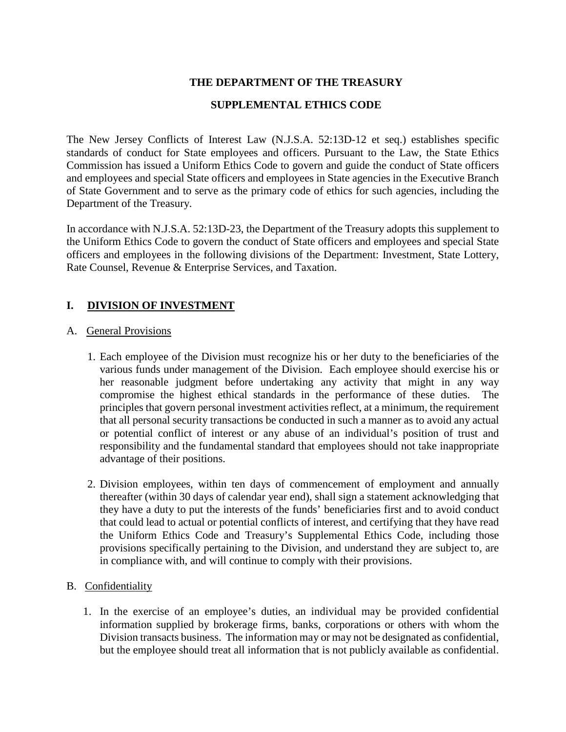# THE DEPARTMENT OF THE TREASURY

## SUPPLEMENTAL ETHICS CODE

The New Jersey Conflicts of Interest Law (N.J.S.A. 52:13D-12 et seq.) establishes specific standards of conduct for State employees and officers. Pursuant to the Law, the State Ethics Commission has issued a Uniform Ethics Code to govern and guide the conduct of State officers and employees and special State officers and employees in State agencies in the Executive Branch of State Government and to serve as the primary code of ethics for such agencies, including the Department of the Treasury.

In accordance with N.J.S.A. 52:13D-23, the Department of the Treasury adopts this supplement to the Uniform Ethics Code to govern the conduct of State officers and employees and special State officers and employees in the following divisions of the Department: Investment, State Lottery, Rate Counsel, Revenue & Enterprise Services, and Taxation.

## I. DIVISION OF INVESTMENT

### A. General Provisions

1. Each employee of the Division must recognize his or her duty to the beneficiaries of the various funds under management of the Division. Each employee should exercise his or her reasonable judgment before undertaking any activity that might in any way compromise the highest ethical standards in the performance of these duties. The principles that govern personal investment activities reflect, at a minimum, the requirement that all personal security transactions be conducted in such a manner as to avoid any actual or potential conflict of interest or any abuse of an individual's position of trust and responsibility and the fundamental standard that employees should not take inappropriate advantage of their positions.

2. Division employees, within ten days of commencement of employment and annually thereafter (within 30 days of calendar year end), shall sign a statement acknowledging that they have a duty to put the interests of the funds' beneficiaries first and to avoid conduct that could lead to actual or potential conflicts of interest, and certifying that they have read the Uniform Ethics Code and Treasury's Supplemental Ethics Code, including those provisions specifically pertaining to the Division, and understand they are subject to, are in compliance with, and will continue to comply with their provisions.

### B. Confidentiality

1. In the exercise of an employee's duties, an individual may be provided confidential information supplied by brokerage firms, banks, corporations or others with whom the Division transacts business. The information may or may not be designated as confidential, but the employee should treat all information that is not publicly available as confidential.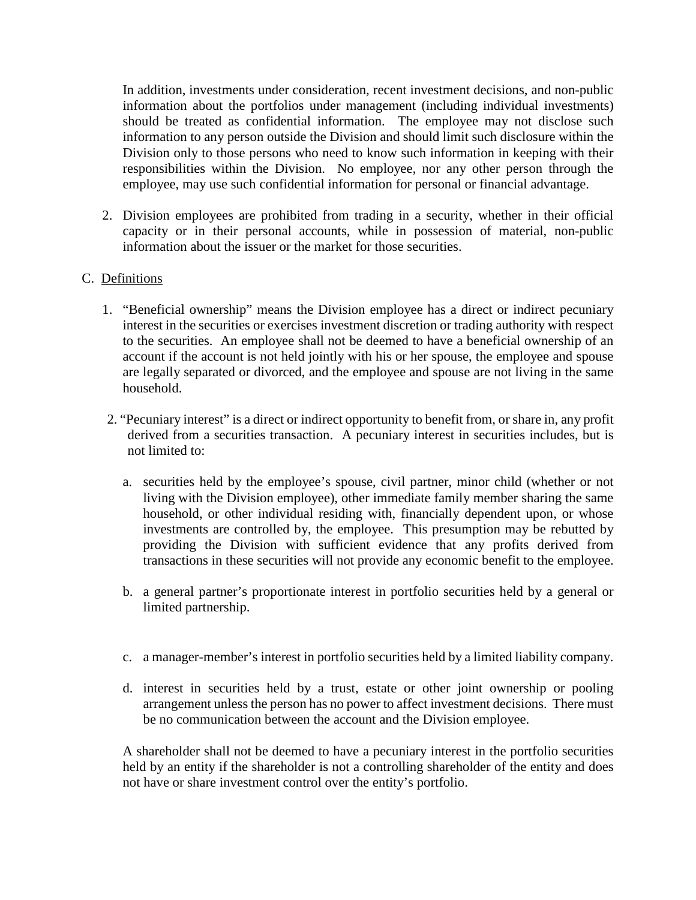In addition, investments under consideration, recent investment decisions, and non-public information about the portfolios under management (including individual investments) should be treated as confidential information. The employee may not disclose such information to any person outside the Division and should limit such disclosure within the Division only to those persons who need to know such information in keeping with their responsibilities within the Division. No employee, nor any other person through the employee, may use such confidential information for personal or financial advantage.

2. Division employees are prohibited from trading in a security, whether in their official capacity or in their personal accounts, while in possession of material, non-public information about the issuer or the market for those securities.

C. Definitions

1. "Beneficial ownership" means the Division employee has a direct or indirect pecuniary interest in the securities or exercises investment discretion or trading authority with respect to the securities. An employee shall not be deemed to have a beneficial ownership of an account if the account is not held jointly with his or her spouse, the employee and spouse are legally separated or divorced, and the employee and spouse are not living in the same household.

2. "Pecuniary interest" is a direct or indirect opportunity to benefit from, or share in, any profit derived from a securities transaction. A pecuniary interest in securities includes, but is not limited to:

   a. securities held by the employee's spouse, civil partner, minor child (whether or not living with the Division employee), other immediate family member sharing the same household, or other individual residing with, financially dependent upon, or whose investments are controlled by, the employee. This presumption may be rebutted by providing the Division with sufficient evidence that any profits derived from transactions in these securities will not provide any economic benefit to the employee.

   b. a general partner's proportionate interest in portfolio securities held by a general or limited partnership.

   c. a manager-member's interest in portfolio securities held by a limited liability company.

   d. interest in securities held by a trust, estate or other joint ownership or pooling arrangement unless the person has no power to affect investment decisions. There must be no communication between the account and the Division employee.

   A shareholder shall not be deemed to have a pecuniary interest in the portfolio securities held by an entity if the shareholder is not a controlling shareholder of the entity and does not have or share investment control over the entity's portfolio.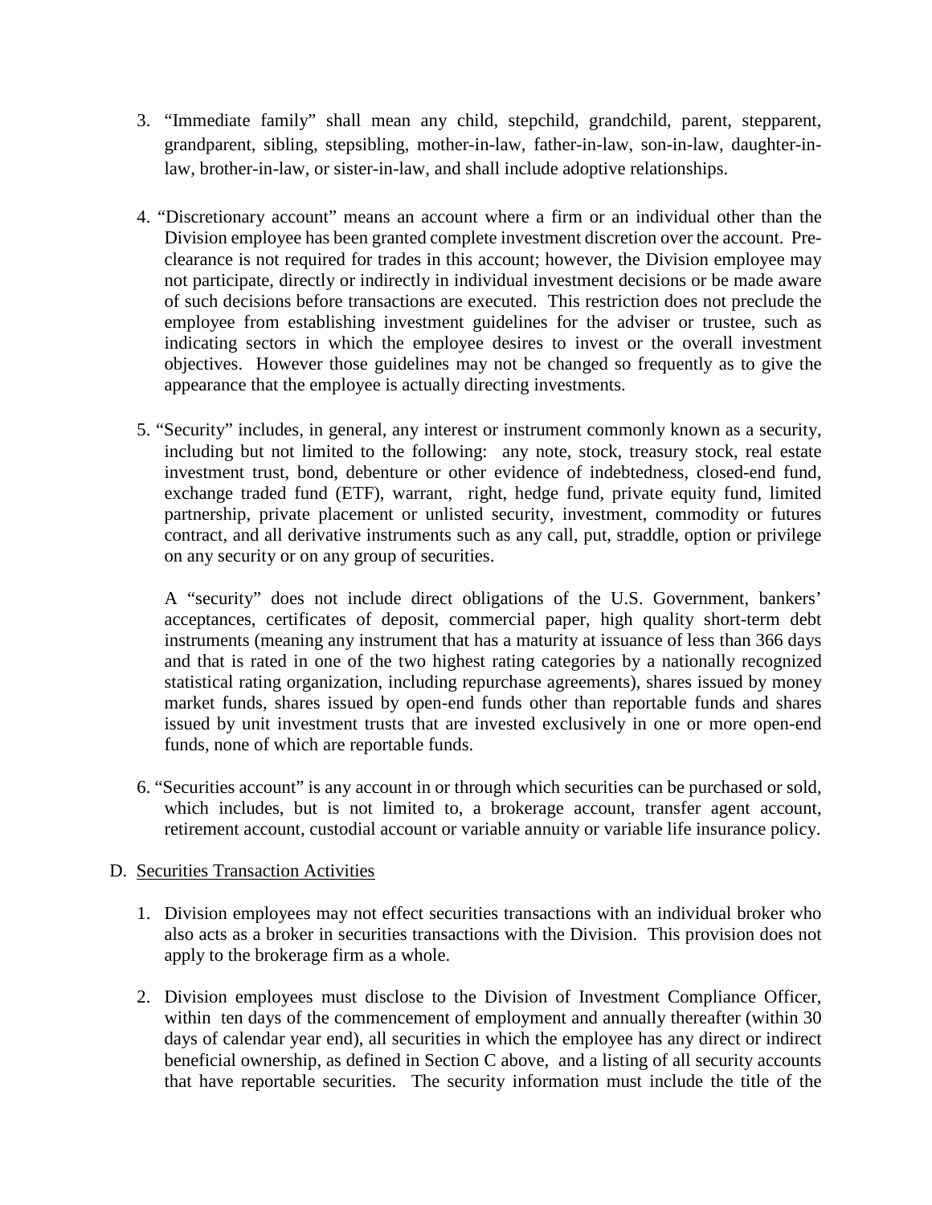3. "Immediate family" shall mean any child, stepchild, grandchild, parent, stepparent, grandparent, sibling, stepsibling, mother-in-law, father-in-law, son-in-law, daughter-in-law, brother-in-law, or sister-in-law, and shall include adoptive relationships.

4. "Discretionary account" means an account where a firm or an individual other than the Division employee has been granted complete investment discretion over the account. Pre-clearance is not required for trades in this account; however, the Division employee may not participate, directly or indirectly in individual investment decisions or be made aware of such decisions before transactions are executed. This restriction does not preclude the employee from establishing investment guidelines for the adviser or trustee, such as indicating sectors in which the employee desires to invest or the overall investment objectives. However those guidelines may not be changed so frequently as to give the appearance that the employee is actually directing investments.

5. "Security" includes, in general, any interest or instrument commonly known as a security, including but not limited to the following: any note, stock, treasury stock, real estate investment trust, bond, debenture or other evidence of indebtedness, closed-end fund, exchange traded fund (ETF), warrant, right, hedge fund, private equity fund, limited partnership, private placement or unlisted security, investment, commodity or futures contract, and all derivative instruments such as any call, put, straddle, option or privilege on any security or on any group of securities.

   A "security" does not include direct obligations of the U.S. Government, bankers' acceptances, certificates of deposit, commercial paper, high quality short-term debt instruments (meaning any instrument that has a maturity at issuance of less than 366 days and that is rated in one of the two highest rating categories by a nationally recognized statistical rating organization, including repurchase agreements), shares issued by money market funds, shares issued by open-end funds other than reportable funds and shares issued by unit investment trusts that are invested exclusively in one or more open-end funds, none of which are reportable funds.

6. "Securities account" is any account in or through which securities can be purchased or sold, which includes, but is not limited to, a brokerage account, transfer agent account, retirement account, custodial account or variable annuity or variable life insurance policy.

D. Securities Transaction Activities

1. Division employees may not effect securities transactions with an individual broker who also acts as a broker in securities transactions with the Division. This provision does not apply to the brokerage firm as a whole.

2. Division employees must disclose to the Division of Investment Compliance Officer, within ten days of the commencement of employment and annually thereafter (within 30 days of calendar year end), all securities in which the employee has any direct or indirect beneficial ownership, as defined in Section C above, and a listing of all security accounts that have reportable securities. The security information must include the title of the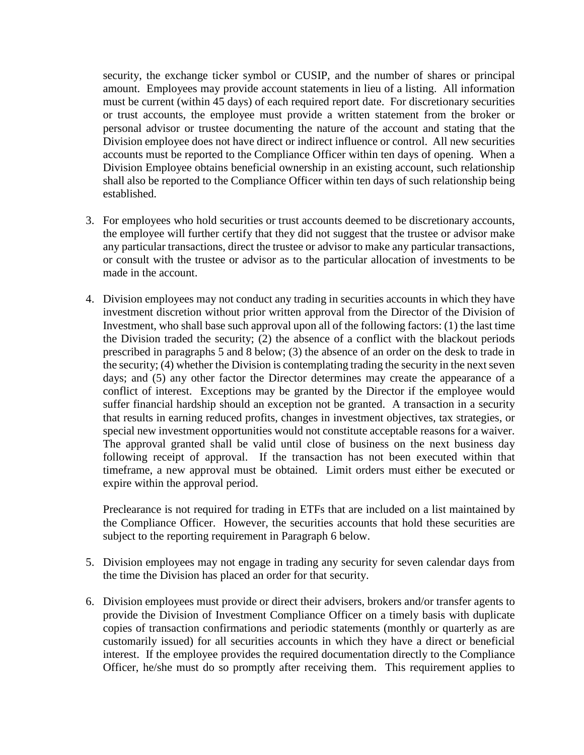security, the exchange ticker symbol or CUSIP, and the number of shares or principal amount. Employees may provide account statements in lieu of a listing. All information must be current (within 45 days) of each required report date. For discretionary securities or trust accounts, the employee must provide a written statement from the broker or personal advisor or trustee documenting the nature of the account and stating that the Division employee does not have direct or indirect influence or control. All new securities accounts must be reported to the Compliance Officer within ten days of opening. When a Division Employee obtains beneficial ownership in an existing account, such relationship shall also be reported to the Compliance Officer within ten days of such relationship being established.

3. For employees who hold securities or trust accounts deemed to be discretionary accounts, the employee will further certify that they did not suggest that the trustee or advisor make any particular transactions, direct the trustee or advisor to make any particular transactions, or consult with the trustee or advisor as to the particular allocation of investments to be made in the account.

4. Division employees may not conduct any trading in securities accounts in which they have investment discretion without prior written approval from the Director of the Division of Investment, who shall base such approval upon all of the following factors: (1) the last time the Division traded the security; (2) the absence of a conflict with the blackout periods prescribed in paragraphs 5 and 8 below; (3) the absence of an order on the desk to trade in the security; (4) whether the Division is contemplating trading the security in the next seven days; and (5) any other factor the Director determines may create the appearance of a conflict of interest. Exceptions may be granted by the Director if the employee would suffer financial hardship should an exception not be granted. A transaction in a security that results in earning reduced profits, changes in investment objectives, tax strategies, or special new investment opportunities would not constitute acceptable reasons for a waiver. The approval granted shall be valid until close of business on the next business day following receipt of approval. If the transaction has not been executed within that timeframe, a new approval must be obtained. Limit orders must either be executed or expire within the approval period.

   Preclearance is not required for trading in ETFs that are included on a list maintained by the Compliance Officer. However, the securities accounts that hold these securities are subject to the reporting requirement in Paragraph 6 below.

5. Division employees may not engage in trading any security for seven calendar days from the time the Division has placed an order for that security.

6. Division employees must provide or direct their advisers, brokers and/or transfer agents to provide the Division of Investment Compliance Officer on a timely basis with duplicate copies of transaction confirmations and periodic statements (monthly or quarterly as are customarily issued) for all securities accounts in which they have a direct or beneficial interest. If the employee provides the required documentation directly to the Compliance Officer, he/she must do so promptly after receiving them. This requirement applies to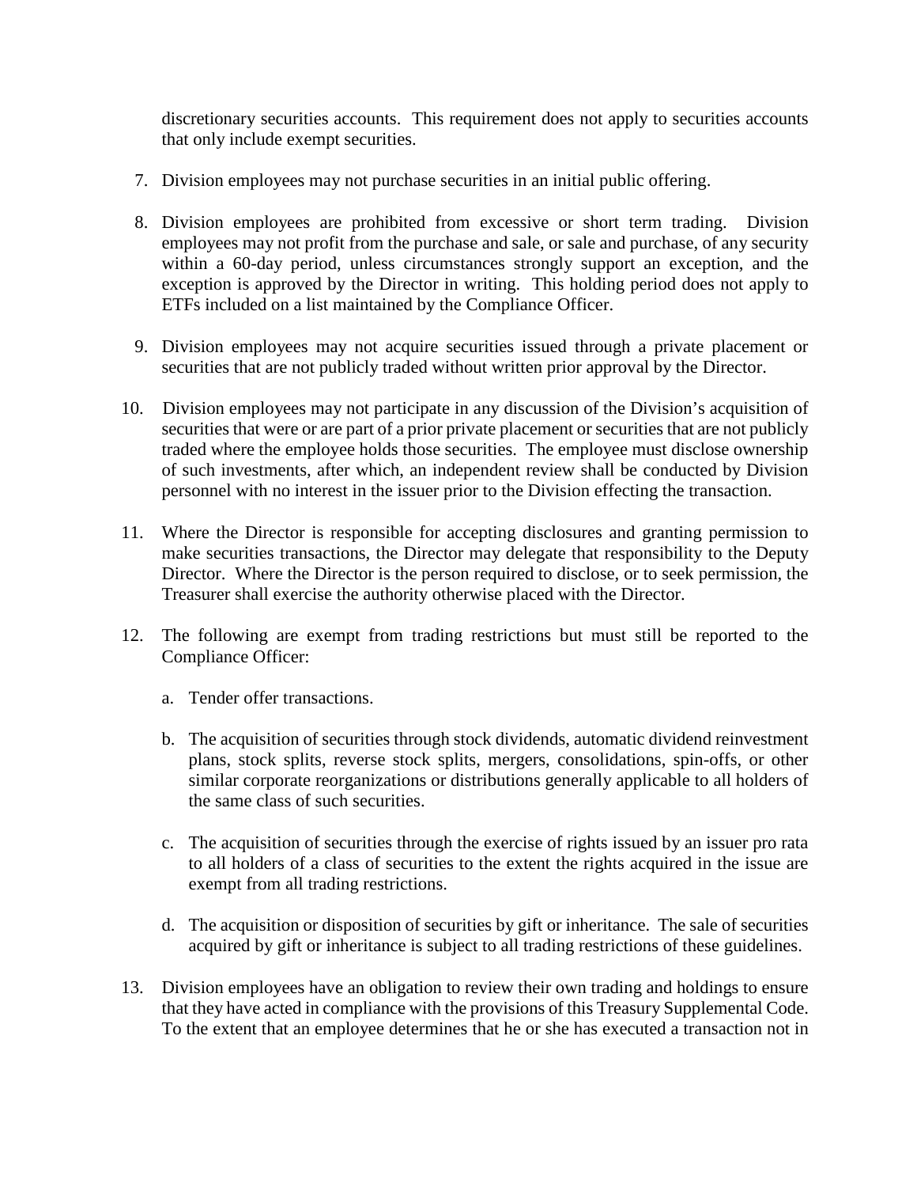discretionary securities accounts. This requirement does not apply to securities accounts that only include exempt securities.

7. Division employees may not purchase securities in an initial public offering.

8. Division employees are prohibited from excessive or short term trading. Division employees may not profit from the purchase and sale, or sale and purchase, of any security within a 60-day period, unless circumstances strongly support an exception, and the exception is approved by the Director in writing. This holding period does not apply to ETFs included on a list maintained by the Compliance Officer.

9. Division employees may not acquire securities issued through a private placement or securities that are not publicly traded without written prior approval by the Director.

10. Division employees may not participate in any discussion of the Division's acquisition of securities that were or are part of a prior private placement or securities that are not publicly traded where the employee holds those securities. The employee must disclose ownership of such investments, after which, an independent review shall be conducted by Division personnel with no interest in the issuer prior to the Division effecting the transaction.

11. Where the Director is responsible for accepting disclosures and granting permission to make securities transactions, the Director may delegate that responsibility to the Deputy Director. Where the Director is the person required to disclose, or to seek permission, the Treasurer shall exercise the authority otherwise placed with the Director.

12. The following are exempt from trading restrictions but must still be reported to the Compliance Officer:

    a. Tender offer transactions.

    b. The acquisition of securities through stock dividends, automatic dividend reinvestment plans, stock splits, reverse stock splits, mergers, consolidations, spin-offs, or other similar corporate reorganizations or distributions generally applicable to all holders of the same class of such securities.

    c. The acquisition of securities through the exercise of rights issued by an issuer pro rata to all holders of a class of securities to the extent the rights acquired in the issue are exempt from all trading restrictions.

    d. The acquisition or disposition of securities by gift or inheritance. The sale of securities acquired by gift or inheritance is subject to all trading restrictions of these guidelines.

13. Division employees have an obligation to review their own trading and holdings to ensure that they have acted in compliance with the provisions of this Treasury Supplemental Code. To the extent that an employee determines that he or she has executed a transaction not in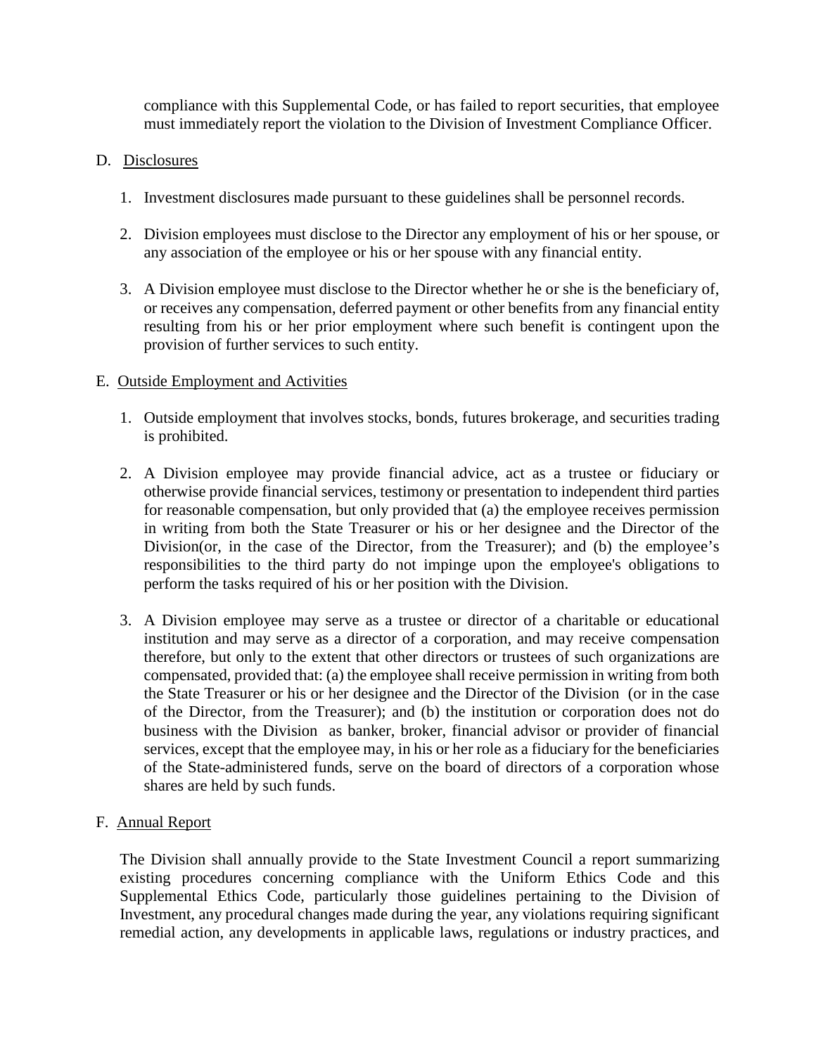compliance with this Supplemental Code, or has failed to report securities, that employee must immediately report the violation to the Division of Investment Compliance Officer.

D. Disclosures

1. Investment disclosures made pursuant to these guidelines shall be personnel records.

2. Division employees must disclose to the Director any employment of his or her spouse, or any association of the employee or his or her spouse with any financial entity.

3. A Division employee must disclose to the Director whether he or she is the beneficiary of, or receives any compensation, deferred payment or other benefits from any financial entity resulting from his or her prior employment where such benefit is contingent upon the provision of further services to such entity.

E. Outside Employment and Activities

1. Outside employment that involves stocks, bonds, futures brokerage, and securities trading is prohibited.

2. A Division employee may provide financial advice, act as a trustee or fiduciary or otherwise provide financial services, testimony or presentation to independent third parties for reasonable compensation, but only provided that (a) the employee receives permission in writing from both the State Treasurer or his or her designee and the Director of the Division(or, in the case of the Director, from the Treasurer); and (b) the employee's responsibilities to the third party do not impinge upon the employee's obligations to perform the tasks required of his or her position with the Division.

3. A Division employee may serve as a trustee or director of a charitable or educational institution and may serve as a director of a corporation, and may receive compensation therefore, but only to the extent that other directors or trustees of such organizations are compensated, provided that: (a) the employee shall receive permission in writing from both the State Treasurer or his or her designee and the Director of the Division (or in the case of the Director, from the Treasurer); and (b) the institution or corporation does not do business with the Division as banker, broker, financial advisor or provider of financial services, except that the employee may, in his or her role as a fiduciary for the beneficiaries of the State-administered funds, serve on the board of directors of a corporation whose shares are held by such funds.

F. Annual Report

The Division shall annually provide to the State Investment Council a report summarizing existing procedures concerning compliance with the Uniform Ethics Code and this Supplemental Ethics Code, particularly those guidelines pertaining to the Division of Investment, any procedural changes made during the year, any violations requiring significant remedial action, any developments in applicable laws, regulations or industry practices, and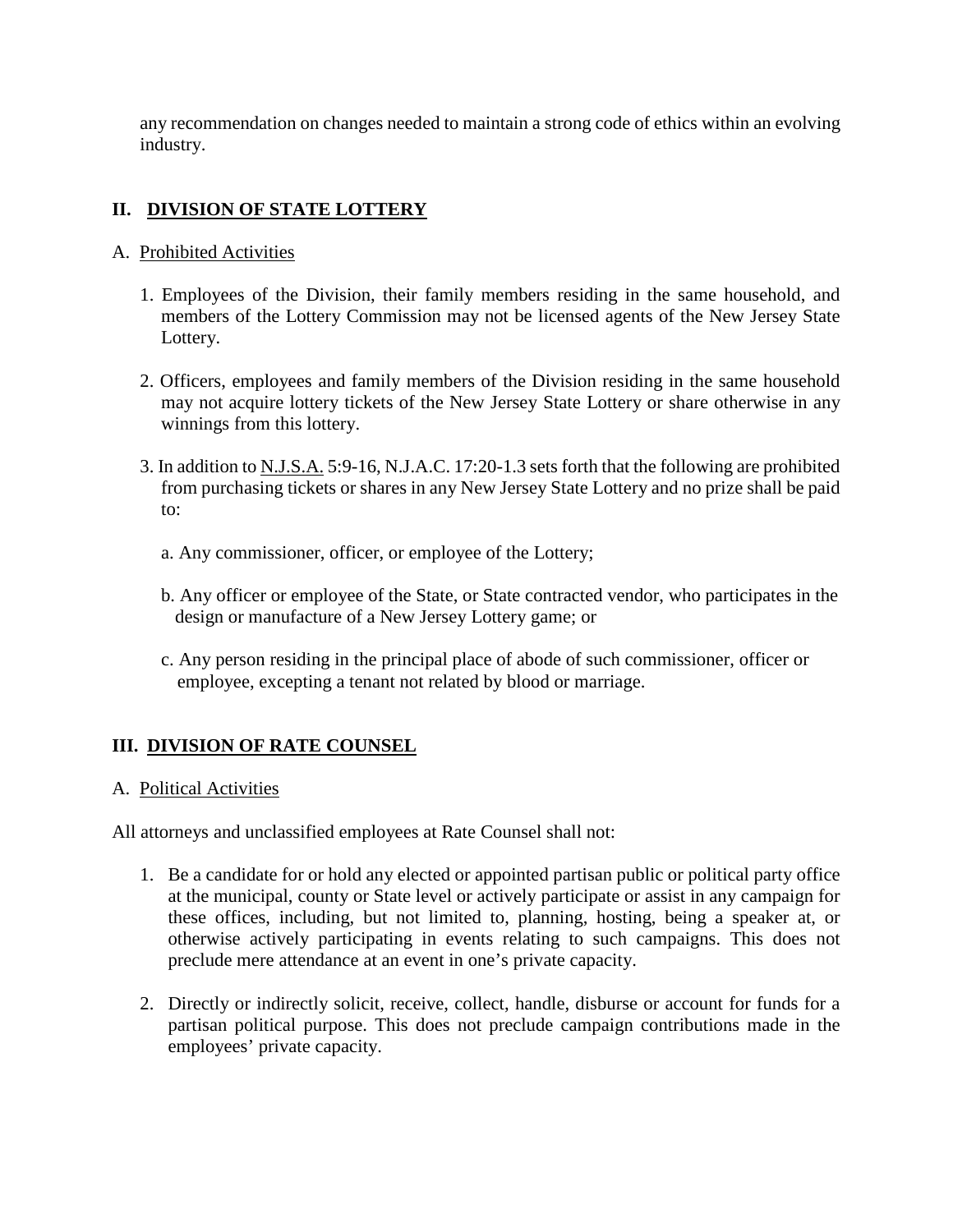any recommendation on changes needed to maintain a strong code of ethics within an evolving industry.

## II. <u>DIVISION OF STATE LOTTERY</u>

A. <u>Prohibited Activities</u>

1. Employees of the Division, their family members residing in the same household, and members of the Lottery Commission may not be licensed agents of the New Jersey State Lottery.

2. Officers, employees and family members of the Division residing in the same household may not acquire lottery tickets of the New Jersey State Lottery or share otherwise in any winnings from this lottery.

3. In addition to <u>N.J.S.A.</u> 5:9-16, N.J.A.C. 17:20-1.3 sets forth that the following are prohibited from purchasing tickets or shares in any New Jersey State Lottery and no prize shall be paid to:

   a. Any commissioner, officer, or employee of the Lottery;

   b. Any officer or employee of the State, or State contracted vendor, who participates in the design or manufacture of a New Jersey Lottery game; or

   c. Any person residing in the principal place of abode of such commissioner, officer or employee, excepting a tenant not related by blood or marriage.

## III. <u>DIVISION OF RATE COUNSEL</u>

A. <u>Political Activities</u>

All attorneys and unclassified employees at Rate Counsel shall not:

1. Be a candidate for or hold any elected or appointed partisan public or political party office at the municipal, county or State level or actively participate or assist in any campaign for these offices, including, but not limited to, planning, hosting, being a speaker at, or otherwise actively participating in events relating to such campaigns. This does not preclude mere attendance at an event in one's private capacity.

2. Directly or indirectly solicit, receive, collect, handle, disburse or account for funds for a partisan political purpose. This does not preclude campaign contributions made in the employees' private capacity.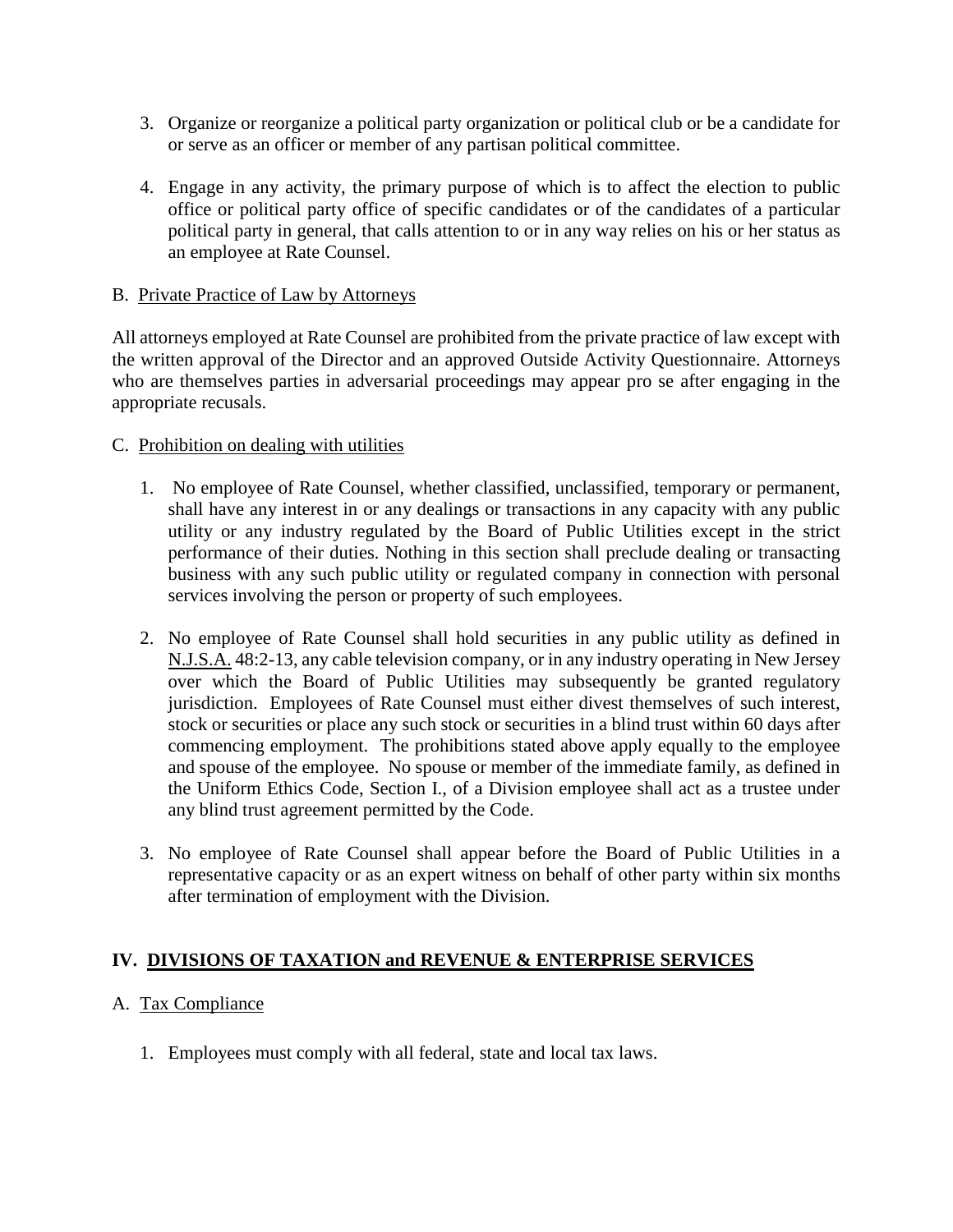3. Organize or reorganize a political party organization or political club or be a candidate for or serve as an officer or member of any partisan political committee.

4. Engage in any activity, the primary purpose of which is to affect the election to public office or political party office of specific candidates or of the candidates of a particular political party in general, that calls attention to or in any way relies on his or her status as an employee at Rate Counsel.

B. Private Practice of Law by Attorneys

All attorneys employed at Rate Counsel are prohibited from the private practice of law except with the written approval of the Director and an approved Outside Activity Questionnaire. Attorneys who are themselves parties in adversarial proceedings may appear pro se after engaging in the appropriate recusals.

C. Prohibition on dealing with utilities

1. No employee of Rate Counsel, whether classified, unclassified, temporary or permanent, shall have any interest in or any dealings or transactions in any capacity with any public utility or any industry regulated by the Board of Public Utilities except in the strict performance of their duties. Nothing in this section shall preclude dealing or transacting business with any such public utility or regulated company in connection with personal services involving the person or property of such employees.

2. No employee of Rate Counsel shall hold securities in any public utility as defined in N.J.S.A. 48:2-13, any cable television company, or in any industry operating in New Jersey over which the Board of Public Utilities may subsequently be granted regulatory jurisdiction. Employees of Rate Counsel must either divest themselves of such interest, stock or securities or place any such stock or securities in a blind trust within 60 days after commencing employment. The prohibitions stated above apply equally to the employee and spouse of the employee. No spouse or member of the immediate family, as defined in the Uniform Ethics Code, Section I., of a Division employee shall act as a trustee under any blind trust agreement permitted by the Code.

3. No employee of Rate Counsel shall appear before the Board of Public Utilities in a representative capacity or as an expert witness on behalf of other party within six months after termination of employment with the Division.

## IV. DIVISIONS OF TAXATION and REVENUE & ENTERPRISE SERVICES

A. Tax Compliance

1. Employees must comply with all federal, state and local tax laws.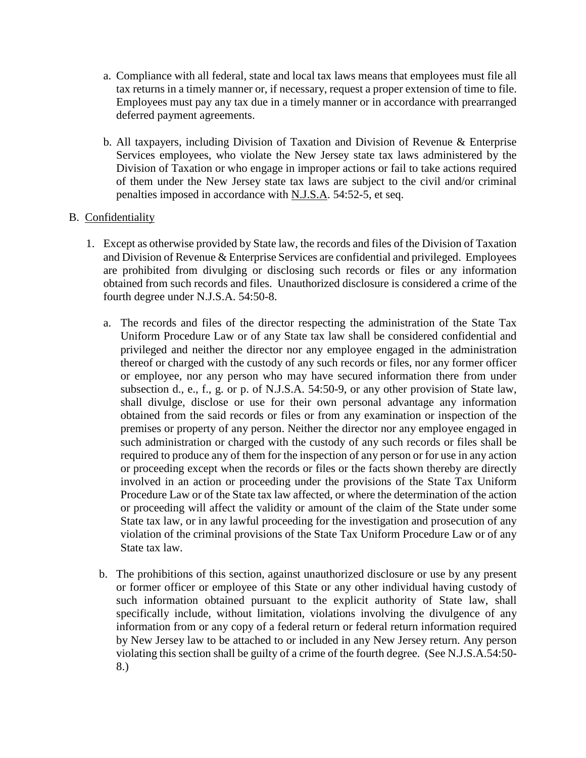a. Compliance with all federal, state and local tax laws means that employees must file all tax returns in a timely manner or, if necessary, request a proper extension of time to file. Employees must pay any tax due in a timely manner or in accordance with prearranged deferred payment agreements.

b. All taxpayers, including Division of Taxation and Division of Revenue & Enterprise Services employees, who violate the New Jersey state tax laws administered by the Division of Taxation or who engage in improper actions or fail to take actions required of them under the New Jersey state tax laws are subject to the civil and/or criminal penalties imposed in accordance with <u>N.J.S.A</u>. 54:52-5, et seq.

B. <u>Confidentiality</u>

1. Except as otherwise provided by State law, the records and files of the Division of Taxation and Division of Revenue & Enterprise Services are confidential and privileged. Employees are prohibited from divulging or disclosing such records or files or any information obtained from such records and files. Unauthorized disclosure is considered a crime of the fourth degree under N.J.S.A. 54:50-8.

   a. The records and files of the director respecting the administration of the State Tax Uniform Procedure Law or of any State tax law shall be considered confidential and privileged and neither the director nor any employee engaged in the administration thereof or charged with the custody of any such records or files, nor any former officer or employee, nor any person who may have secured information there from under subsection d., e., f., g. or p. of N.J.S.A. 54:50-9, or any other provision of State law, shall divulge, disclose or use for their own personal advantage any information obtained from the said records or files or from any examination or inspection of the premises or property of any person. Neither the director nor any employee engaged in such administration or charged with the custody of any such records or files shall be required to produce any of them for the inspection of any person or for use in any action or proceeding except when the records or files or the facts shown thereby are directly involved in an action or proceeding under the provisions of the State Tax Uniform Procedure Law or of the State tax law affected, or where the determination of the action or proceeding will affect the validity or amount of the claim of the State under some State tax law, or in any lawful proceeding for the investigation and prosecution of any violation of the criminal provisions of the State Tax Uniform Procedure Law or of any State tax law.

   b. The prohibitions of this section, against unauthorized disclosure or use by any present or former officer or employee of this State or any other individual having custody of such information obtained pursuant to the explicit authority of State law, shall specifically include, without limitation, violations involving the divulgence of any information from or any copy of a federal return or federal return information required by New Jersey law to be attached to or included in any New Jersey return. Any person violating this section shall be guilty of a crime of the fourth degree. (See N.J.S.A.54:50-8.)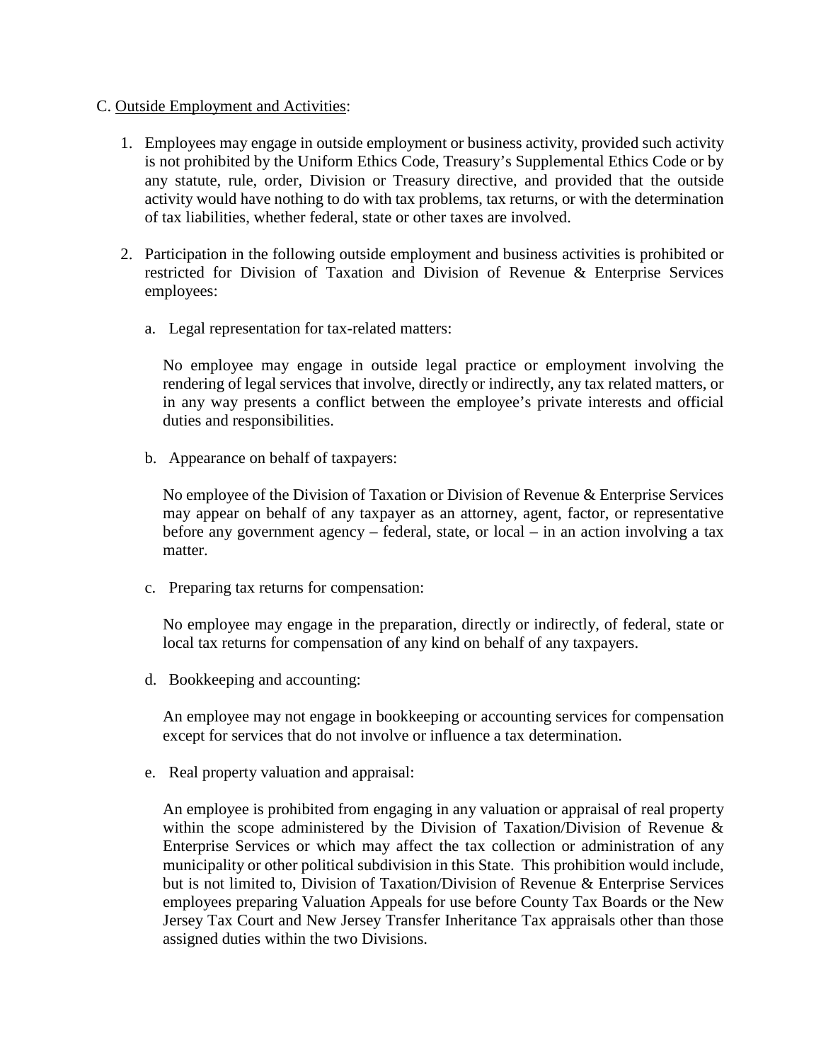C. <u>Outside Employment and Activities</u>:

1. Employees may engage in outside employment or business activity, provided such activity is not prohibited by the Uniform Ethics Code, Treasury's Supplemental Ethics Code or by any statute, rule, order, Division or Treasury directive, and provided that the outside activity would have nothing to do with tax problems, tax returns, or with the determination of tax liabilities, whether federal, state or other taxes are involved.

2. Participation in the following outside employment and business activities is prohibited or restricted for Division of Taxation and Division of Revenue & Enterprise Services employees:

   a. Legal representation for tax-related matters:

      No employee may engage in outside legal practice or employment involving the rendering of legal services that involve, directly or indirectly, any tax related matters, or in any way presents a conflict between the employee's private interests and official duties and responsibilities.

   b. Appearance on behalf of taxpayers:

      No employee of the Division of Taxation or Division of Revenue & Enterprise Services may appear on behalf of any taxpayer as an attorney, agent, factor, or representative before any government agency – federal, state, or local – in an action involving a tax matter.

   c. Preparing tax returns for compensation:

      No employee may engage in the preparation, directly or indirectly, of federal, state or local tax returns for compensation of any kind on behalf of any taxpayers.

   d. Bookkeeping and accounting:

      An employee may not engage in bookkeeping or accounting services for compensation except for services that do not involve or influence a tax determination.

   e. Real property valuation and appraisal:

      An employee is prohibited from engaging in any valuation or appraisal of real property within the scope administered by the Division of Taxation/Division of Revenue & Enterprise Services or which may affect the tax collection or administration of any municipality or other political subdivision in this State. This prohibition would include, but is not limited to, Division of Taxation/Division of Revenue & Enterprise Services employees preparing Valuation Appeals for use before County Tax Boards or the New Jersey Tax Court and New Jersey Transfer Inheritance Tax appraisals other than those assigned duties within the two Divisions.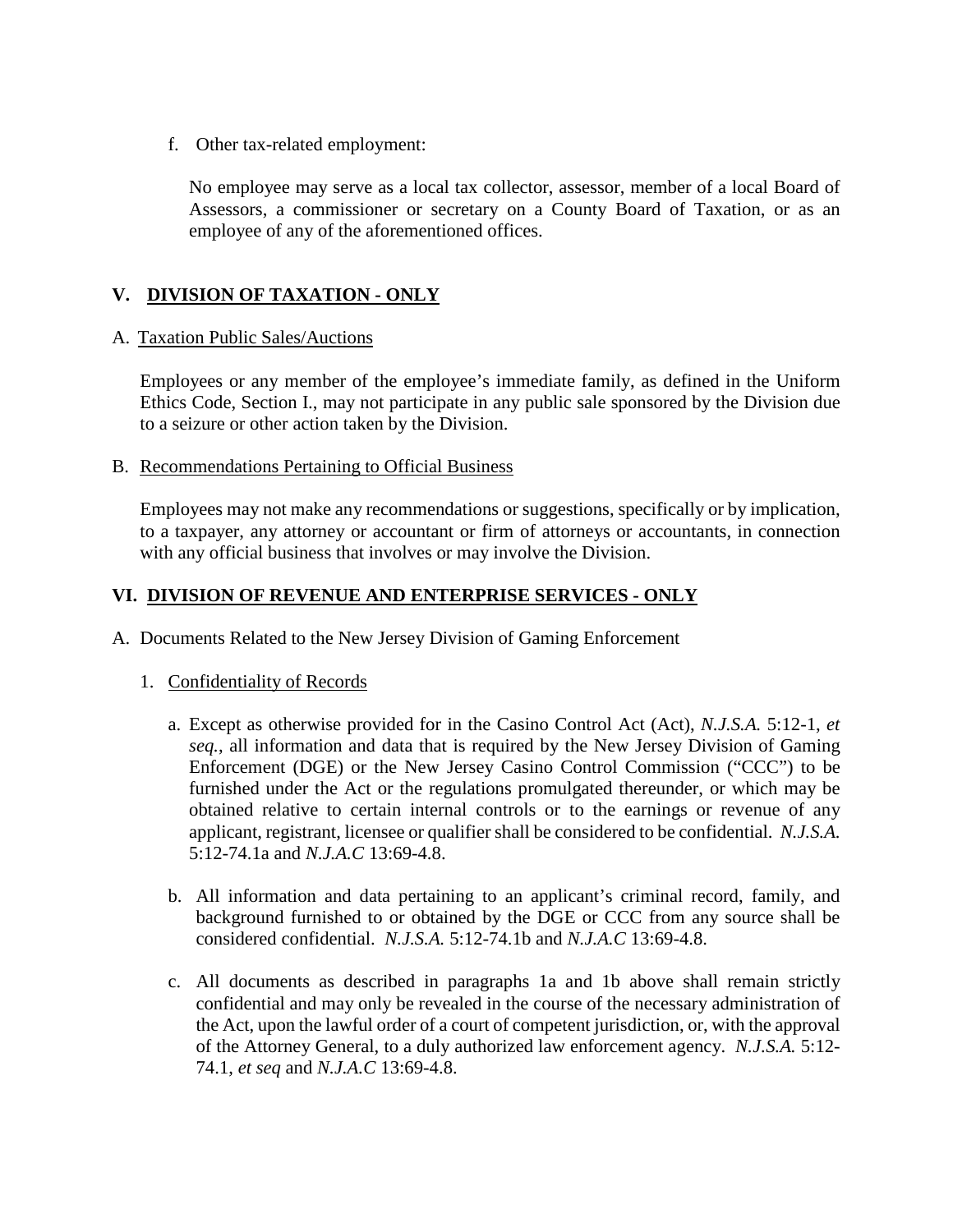f. Other tax-related employment:

   No employee may serve as a local tax collector, assessor, member of a local Board of Assessors, a commissioner or secretary on a County Board of Taxation, or as an employee of any of the aforementioned offices.

## V. <u>DIVISION OF TAXATION - ONLY</u>

A. <u>Taxation Public Sales/Auctions</u>

Employees or any member of the employee's immediate family, as defined in the Uniform Ethics Code, Section I., may not participate in any public sale sponsored by the Division due to a seizure or other action taken by the Division.

B. <u>Recommendations Pertaining to Official Business</u>

Employees may not make any recommendations or suggestions, specifically or by implication, to a taxpayer, any attorney or accountant or firm of attorneys or accountants, in connection with any official business that involves or may involve the Division.

## VI. <u>DIVISION OF REVENUE AND ENTERPRISE SERVICES - ONLY</u>

A. Documents Related to the New Jersey Division of Gaming Enforcement

1. <u>Confidentiality of Records</u>

   a. Except as otherwise provided for in the Casino Control Act (Act), *N.J.S.A.* 5:12-1, *et seq.*, all information and data that is required by the New Jersey Division of Gaming Enforcement (DGE) or the New Jersey Casino Control Commission ("CCC") to be furnished under the Act or the regulations promulgated thereunder, or which may be obtained relative to certain internal controls or to the earnings or revenue of any applicant, registrant, licensee or qualifier shall be considered to be confidential. *N.J.S.A.* 5:12-74.1a and *N.J.A.C* 13:69-4.8.

   b. All information and data pertaining to an applicant's criminal record, family, and background furnished to or obtained by the DGE or CCC from any source shall be considered confidential. *N.J.S.A.* 5:12-74.1b and *N.J.A.C* 13:69-4.8.

   c. All documents as described in paragraphs 1a and 1b above shall remain strictly confidential and may only be revealed in the course of the necessary administration of the Act, upon the lawful order of a court of competent jurisdiction, or, with the approval of the Attorney General, to a duly authorized law enforcement agency. *N.J.S.A.* 5:12-74.1, *et seq* and *N.J.A.C* 13:69-4.8.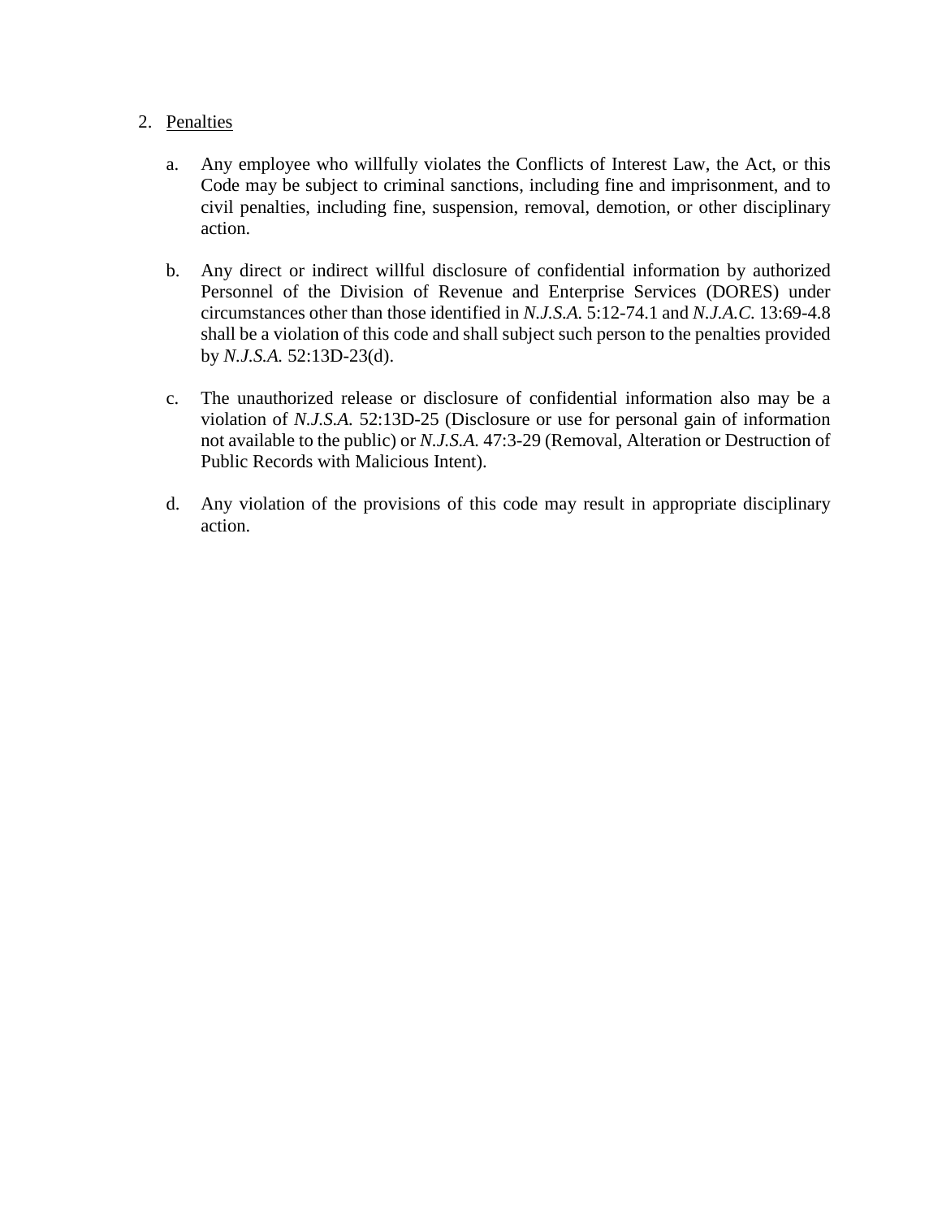2. <u>Penalties</u>

   a. Any employee who willfully violates the Conflicts of Interest Law, the Act, or this Code may be subject to criminal sanctions, including fine and imprisonment, and to civil penalties, including fine, suspension, removal, demotion, or other disciplinary action.

   b. Any direct or indirect willful disclosure of confidential information by authorized Personnel of the Division of Revenue and Enterprise Services (DORES) under circumstances other than those identified in *N.J.S.A.* 5:12-74.1 and *N.J.A.C.* 13:69-4.8 shall be a violation of this code and shall subject such person to the penalties provided by *N.J.S.A.* 52:13D-23(d).

   c. The unauthorized release or disclosure of confidential information also may be a violation of *N.J.S.A.* 52:13D-25 (Disclosure or use for personal gain of information not available to the public) or *N.J.S.A.* 47:3-29 (Removal, Alteration or Destruction of Public Records with Malicious Intent).

   d. Any violation of the provisions of this code may result in appropriate disciplinary action.